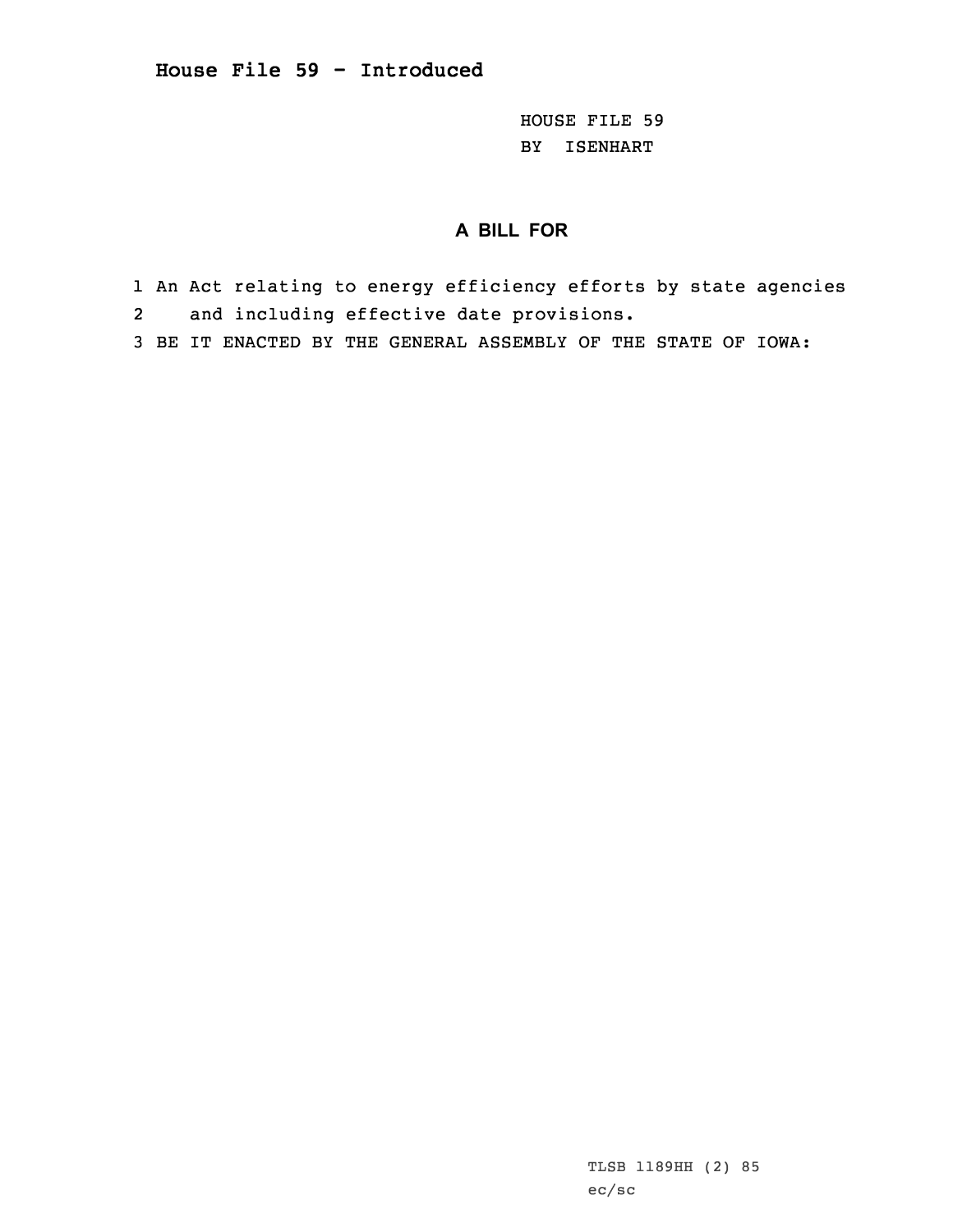## House File 59 - Introduced

HOUSE FILE 59
BY ISENHART

### A BILL FOR

1 An Act relating to energy efficiency efforts by state agencies
2 and including effective date provisions.
3 BE IT ENACTED BY THE GENERAL ASSEMBLY OF THE STATE OF IOWA:

TLSB 1189HH (2) 85
ec/sc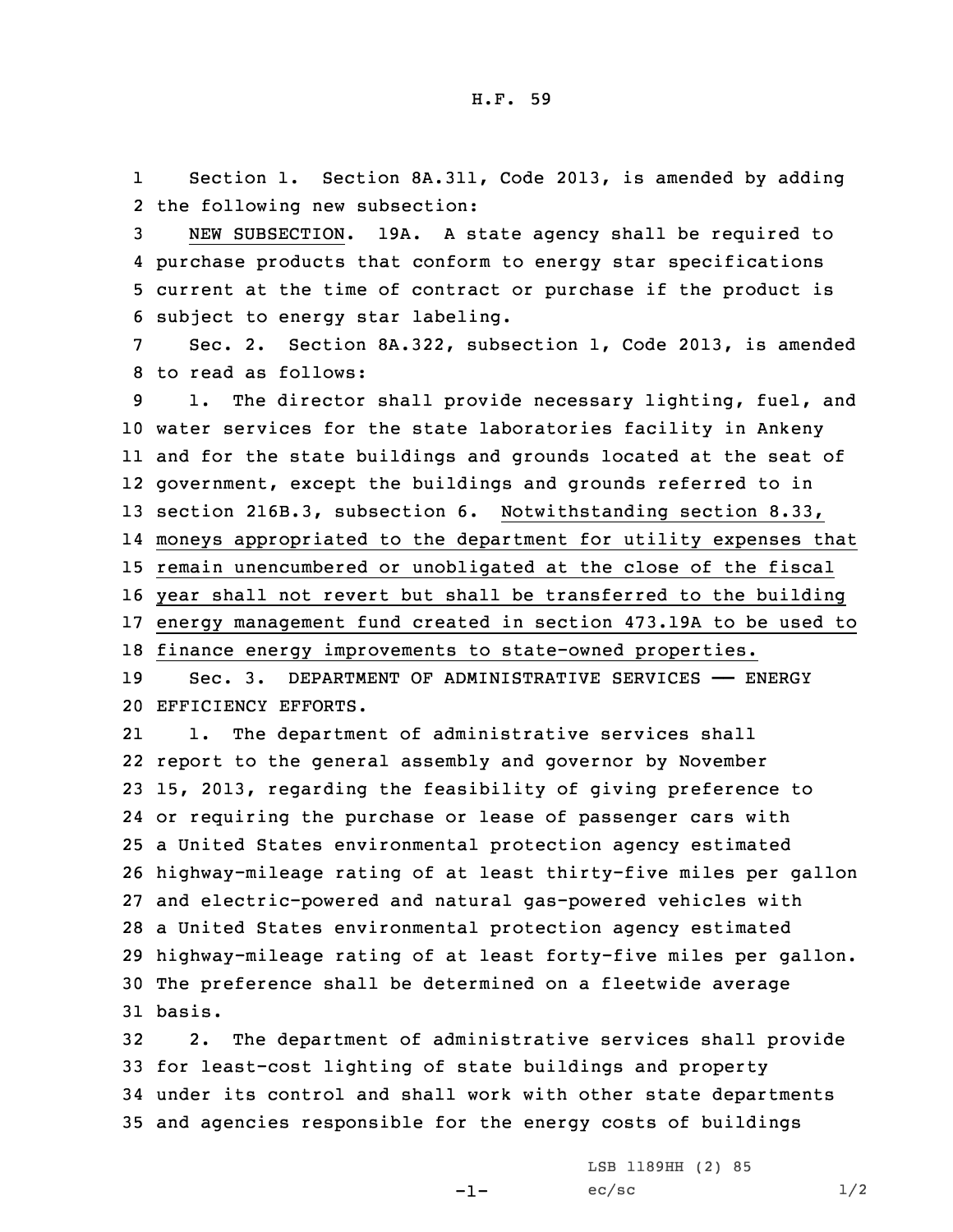Section 1. Section 8A.311, Code 2013, is amended by adding the following new subsection:

NEW SUBSECTION. 19A. A state agency shall be required to purchase products that conform to energy star specifications current at the time of contract or purchase if the product is subject to energy star labeling.

Sec. 2. Section 8A.322, subsection 1, Code 2013, is amended to read as follows:

1. The director shall provide necessary lighting, fuel, and water services for the state laboratories facility in Ankeny and for the state buildings and grounds located at the seat of government, except the buildings and grounds referred to in section 216B.3, subsection 6. Notwithstanding section 8.33, moneys appropriated to the department for utility expenses that remain unencumbered or unobligated at the close of the fiscal year shall not revert but shall be transferred to the building energy management fund created in section 473.19A to be used to finance energy improvements to state-owned properties.

Sec. 3. DEPARTMENT OF ADMINISTRATIVE SERVICES —— ENERGY EFFICIENCY EFFORTS.

1. The department of administrative services shall report to the general assembly and governor by November 15, 2013, regarding the feasibility of giving preference to or requiring the purchase or lease of passenger cars with a United States environmental protection agency estimated highway-mileage rating of at least thirty-five miles per gallon and electric-powered and natural gas-powered vehicles with a United States environmental protection agency estimated highway-mileage rating of at least forty-five miles per gallon. The preference shall be determined on a fleetwide average basis.

2. The department of administrative services shall provide for least-cost lighting of state buildings and property under its control and shall work with other state departments and agencies responsible for the energy costs of buildings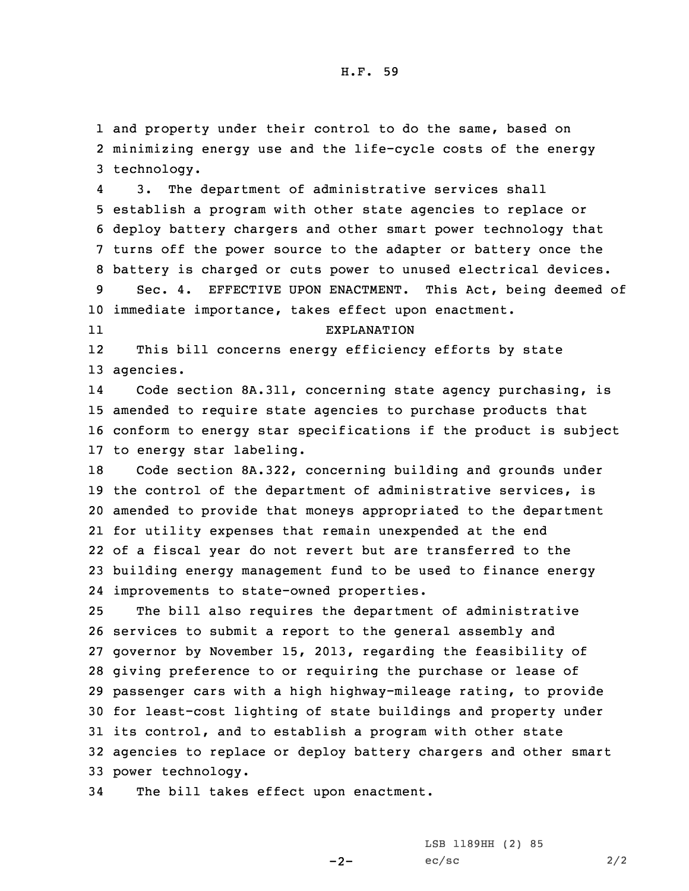and property under their control to do the same, based on minimizing energy use and the life-cycle costs of the energy technology.

3. The department of administrative services shall establish a program with other state agencies to replace or deploy battery chargers and other smart power technology that turns off the power source to the adapter or battery once the battery is charged or cuts power to unused electrical devices.

Sec. 4. EFFECTIVE UPON ENACTMENT. This Act, being deemed of immediate importance, takes effect upon enactment.

## EXPLANATION

This bill concerns energy efficiency efforts by state agencies.

Code section 8A.311, concerning state agency purchasing, is amended to require state agencies to purchase products that conform to energy star specifications if the product is subject to energy star labeling.

Code section 8A.322, concerning building and grounds under the control of the department of administrative services, is amended to provide that moneys appropriated to the department for utility expenses that remain unexpended at the end of a fiscal year do not revert but are transferred to the building energy management fund to be used to finance energy improvements to state-owned properties.

The bill also requires the department of administrative services to submit a report to the general assembly and governor by November 15, 2013, regarding the feasibility of giving preference to or requiring the purchase or lease of passenger cars with a high highway-mileage rating, to provide for least-cost lighting of state buildings and property under its control, and to establish a program with other state agencies to replace or deploy battery chargers and other smart power technology.

The bill takes effect upon enactment.

LSB 1189HH (2) 85
ec/sc